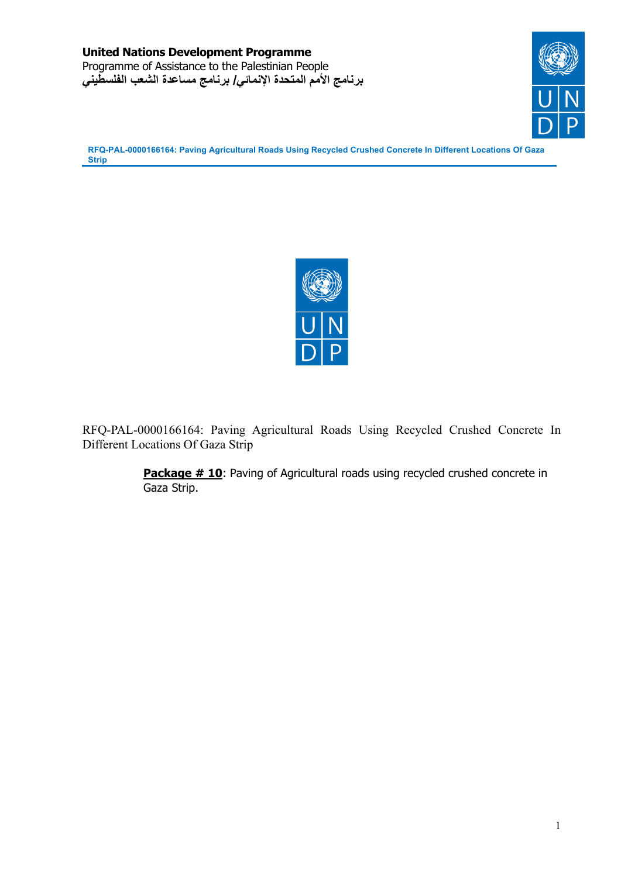**United Nations Development Programme**
Programme of Assistance to the Palestinian People
**برنامج الأمم المتحدة الإنمائي/ برنامج مساعدة الشعب الفلسطيني**

RFQ-PAL-0000166164: Paving Agricultural Roads Using Recycled Crushed Concrete In Different Locations Of Gaza Strip

**Package # 10**: Paving of Agricultural roads using recycled crushed concrete in Gaza Strip.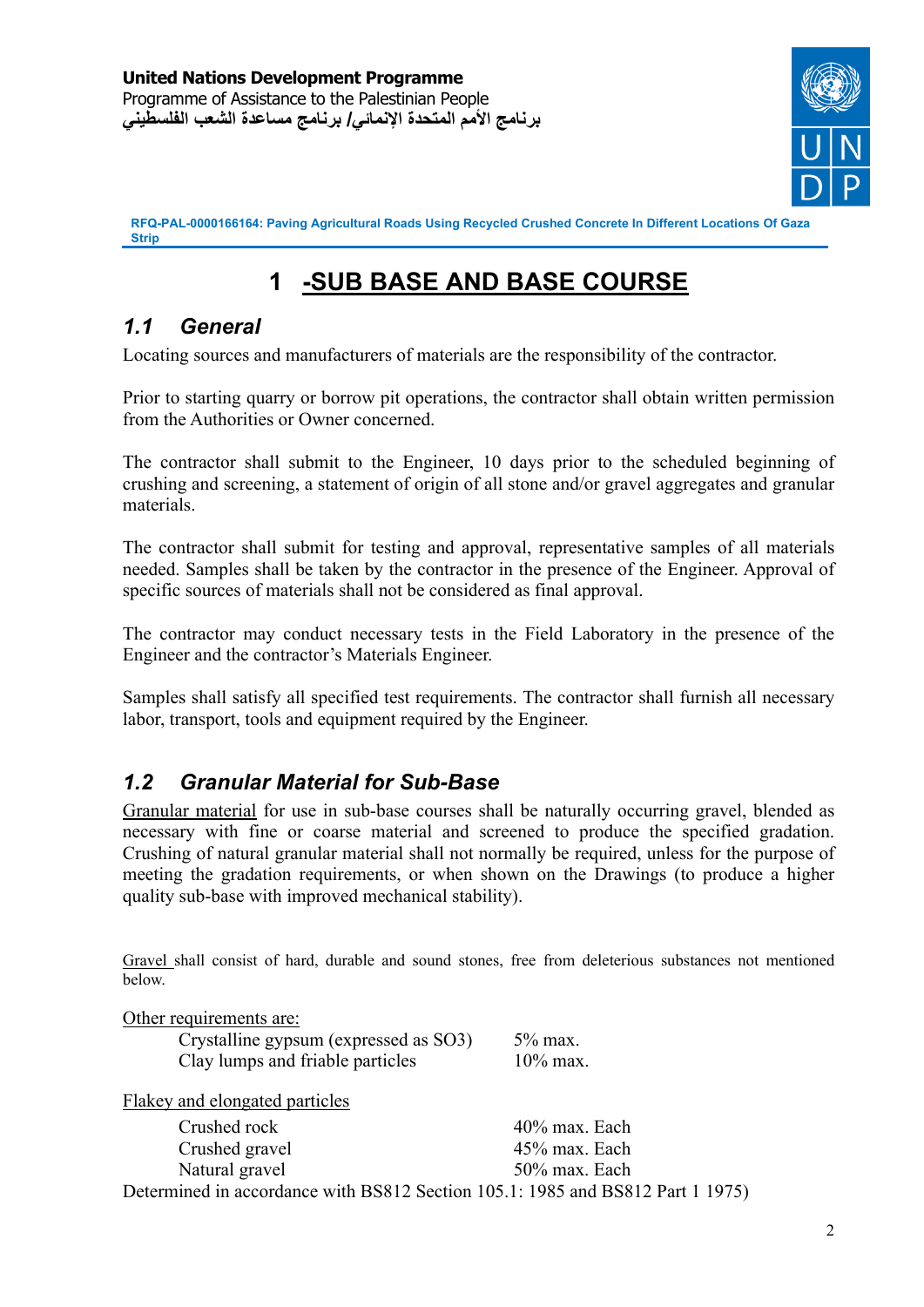# 1 -SUB BASE AND BASE COURSE

## 1.1 General

Locating sources and manufacturers of materials are the responsibility of the contractor.

Prior to starting quarry or borrow pit operations, the contractor shall obtain written permission from the Authorities or Owner concerned.

The contractor shall submit to the Engineer, 10 days prior to the scheduled beginning of crushing and screening, a statement of origin of all stone and/or gravel aggregates and granular materials.

The contractor shall submit for testing and approval, representative samples of all materials needed. Samples shall be taken by the contractor in the presence of the Engineer. Approval of specific sources of materials shall not be considered as final approval.

The contractor may conduct necessary tests in the Field Laboratory in the presence of the Engineer and the contractor's Materials Engineer.

Samples shall satisfy all specified test requirements. The contractor shall furnish all necessary labor, transport, tools and equipment required by the Engineer.

## 1.2 Granular Material for Sub-Base

Granular material for use in sub-base courses shall be naturally occurring gravel, blended as necessary with fine or coarse material and screened to produce the specified gradation. Crushing of natural granular material shall not normally be required, unless for the purpose of meeting the gradation requirements, or when shown on the Drawings (to produce a higher quality sub-base with improved mechanical stability).

Gravel shall consist of hard, durable and sound stones, free from deleterious substances not mentioned below.

Other requirements are:

| | |
|---|---|
| Crystalline gypsum (expressed as $SO_3$) | 5% max. |
| Clay lumps and friable particles | 10% max. |

Flakey and elongated particles

| | |
|---|---|
| Crushed rock | 40% max. Each |
| Crushed gravel | 45% max. Each |
| Natural gravel | 50% max. Each |

Determined in accordance with BS812 Section 105.1: 1985 and BS812 Part 1 1975)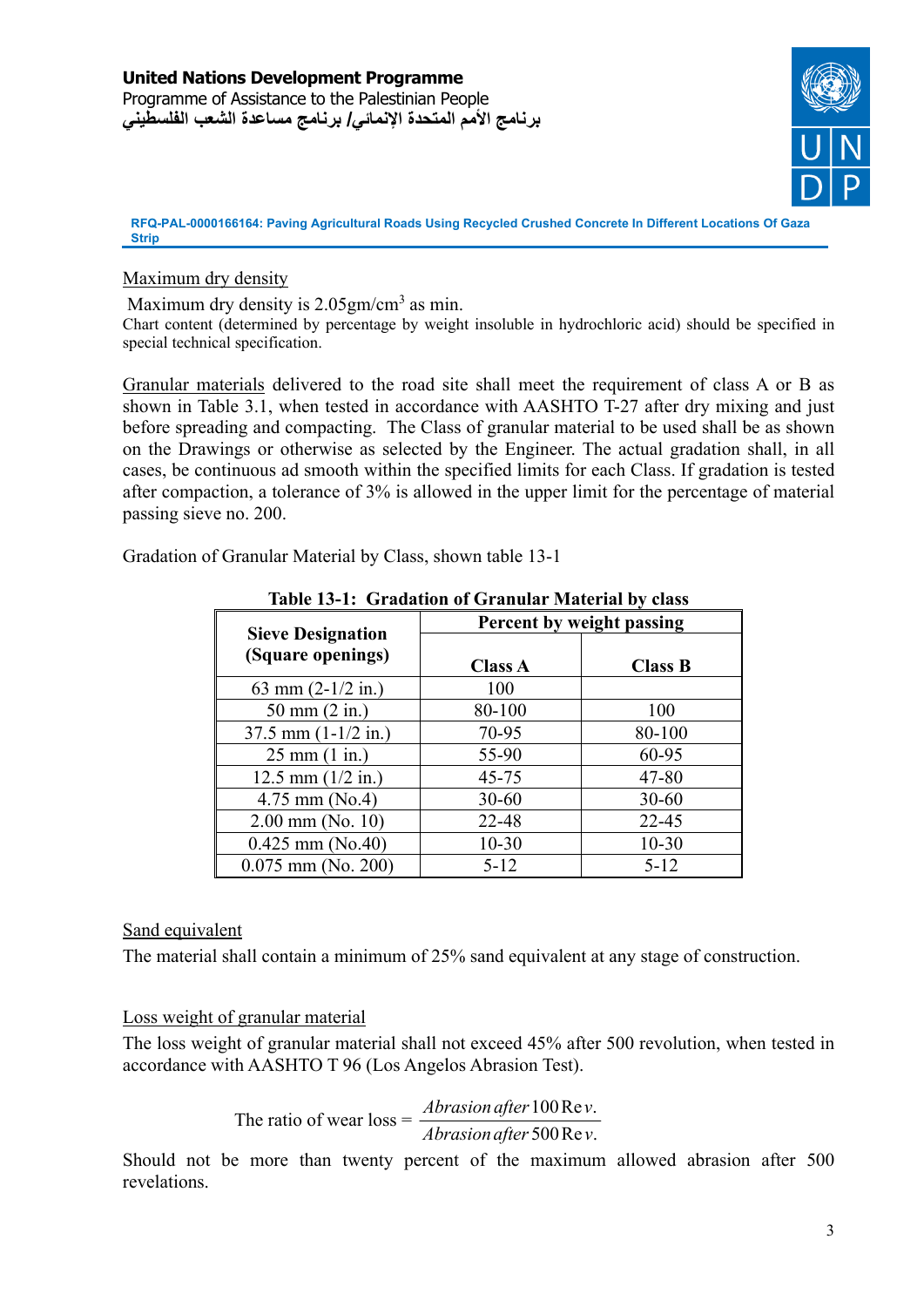Maximum dry density

Maximum dry density is 2.05gm/cm$^3$ as min.

Chart content (determined by percentage by weight insoluble in hydrochloric acid) should be specified in special technical specification.

Granular materials delivered to the road site shall meet the requirement of class A or B as shown in Table 3.1, when tested in accordance with AASHTO T-27 after dry mixing and just before spreading and compacting. The Class of granular material to be used shall be as shown on the Drawings or otherwise as selected by the Engineer. The actual gradation shall, in all cases, be continuous ad smooth within the specified limits for each Class. If gradation is tested after compaction, a tolerance of 3% is allowed in the upper limit for the percentage of material passing sieve no. 200.

Gradation of Granular Material by Class, shown table 13-1

**Table 13-1: Gradation of Granular Material by class**

| Sieve Designation (Square openings) | Percent by weight passing | |
|---|---|---|
| | **Class A** | **Class B** |
| 63 mm (2-1/2 in.) | 100 | |
| 50 mm (2 in.) | 80-100 | 100 |
| 37.5 mm (1-1/2 in.) | 70-95 | 80-100 |
| 25 mm (1 in.) | 55-90 | 60-95 |
| 12.5 mm (1/2 in.) | 45-75 | 47-80 |
| 4.75 mm (No.4) | 30-60 | 30-60 |
| 2.00 mm (No. 10) | 22-48 | 22-45 |
| 0.425 mm (No.40) | 10-30 | 10-30 |
| 0.075 mm (No. 200) | 5-12 | 5-12 |

Sand equivalent

The material shall contain a minimum of 25% sand equivalent at any stage of construction.

Loss weight of granular material

The loss weight of granular material shall not exceed 45% after 500 revolution, when tested in accordance with AASHTO T 96 (Los Angelos Abrasion Test).

$$\text{The ratio of wear loss} = \frac{Abrasion\ after\ 100\ Rev.}{Abrasion\ after\ 500\ Rev.}$$

Should not be more than twenty percent of the maximum allowed abrasion after 500 revelations.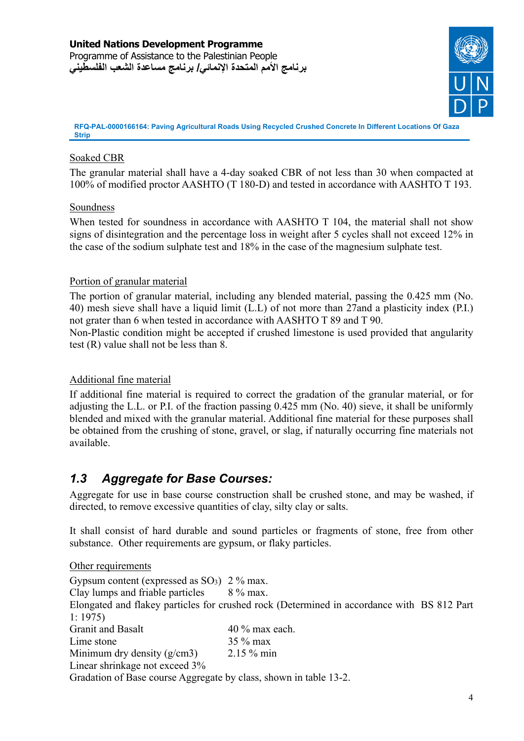Soaked CBR

The granular material shall have a 4-day soaked CBR of not less than 30 when compacted at 100% of modified proctor AASHTO (T 180-D) and tested in accordance with AASHTO T 193.

Soundness

When tested for soundness in accordance with AASHTO T 104, the material shall not show signs of disintegration and the percentage loss in weight after 5 cycles shall not exceed 12% in the case of the sodium sulphate test and 18% in the case of the magnesium sulphate test.

Portion of granular material

The portion of granular material, including any blended material, passing the 0.425 mm (No. 40) mesh sieve shall have a liquid limit (L.L) of not more than 27and a plasticity index (P.I.) not grater than 6 when tested in accordance with AASHTO T 89 and T 90.
Non-Plastic condition might be accepted if crushed limestone is used provided that angularity test (R) value shall not be less than 8.

Additional fine material

If additional fine material is required to correct the gradation of the granular material, or for adjusting the L.L. or P.I. of the fraction passing 0.425 mm (No. 40) sieve, it shall be uniformly blended and mixed with the granular material. Additional fine material for these purposes shall be obtained from the crushing of stone, gravel, or slag, if naturally occurring fine materials not available.

## 1.3 Aggregate for Base Courses:

Aggregate for use in base course construction shall be crushed stone, and may be washed, if directed, to remove excessive quantities of clay, silty clay or salts.

It shall consist of hard durable and sound particles or fragments of stone, free from other substance. Other requirements are gypsum, or flaky particles.

Other requirements

Gypsum content (expressed as $SO_3$) 2 % max.
Clay lumps and friable particles 8 % max.
Elongated and flakey particles for crushed rock (Determined in accordance with BS 812 Part 1: 1975)
Granit and Basalt 40 % max each.
Lime stone 35 % max
Minimum dry density (g/cm3) 2.15 % min
Linear shrinkage not exceed 3%
Gradation of Base course Aggregate by class, shown in table 13-2.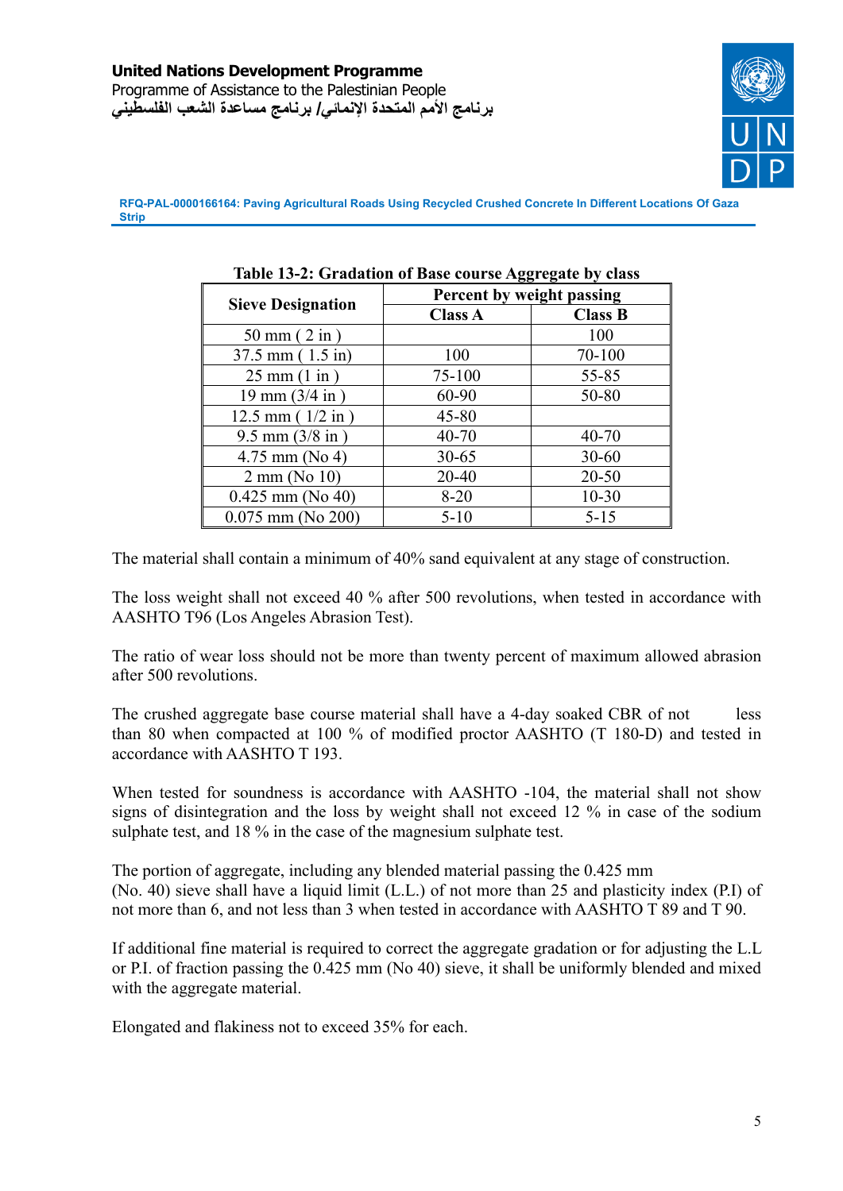**Table 13-2: Gradation of Base course Aggregate by class**

| Sieve Designation | Percent by weight passing | |
|---|---|---|
| | Class A | Class B |
| 50 mm ( 2 in ) | | 100 |
| 37.5 mm ( 1.5 in) | 100 | 70-100 |
| 25 mm (1 in ) | 75-100 | 55-85 |
| 19 mm (3/4 in ) | 60-90 | 50-80 |
| 12.5 mm ( 1/2 in ) | 45-80 | |
| 9.5 mm (3/8 in ) | 40-70 | 40-70 |
| 4.75 mm (No 4) | 30-65 | 30-60 |
| 2 mm (No 10) | 20-40 | 20-50 |
| 0.425 mm (No 40) | 8-20 | 10-30 |
| 0.075 mm (No 200) | 5-10 | 5-15 |

The material shall contain a minimum of 40% sand equivalent at any stage of construction.

The loss weight shall not exceed 40 % after 500 revolutions, when tested in accordance with AASHTO T96 (Los Angeles Abrasion Test).

The ratio of wear loss should not be more than twenty percent of maximum allowed abrasion after 500 revolutions.

The crushed aggregate base course material shall have a 4-day soaked CBR of not less than 80 when compacted at 100 % of modified proctor AASHTO (T 180-D) and tested in accordance with AASHTO T 193.

When tested for soundness is accordance with AASHTO -104, the material shall not show signs of disintegration and the loss by weight shall not exceed 12 % in case of the sodium sulphate test, and 18 % in the case of the magnesium sulphate test.

The portion of aggregate, including any blended material passing the 0.425 mm (No. 40) sieve shall have a liquid limit (L.L.) of not more than 25 and plasticity index (P.I) of not more than 6, and not less than 3 when tested in accordance with AASHTO T 89 and T 90.

If additional fine material is required to correct the aggregate gradation or for adjusting the L.L or P.I. of fraction passing the 0.425 mm (No 40) sieve, it shall be uniformly blended and mixed with the aggregate material.

Elongated and flakiness not to exceed 35% for each.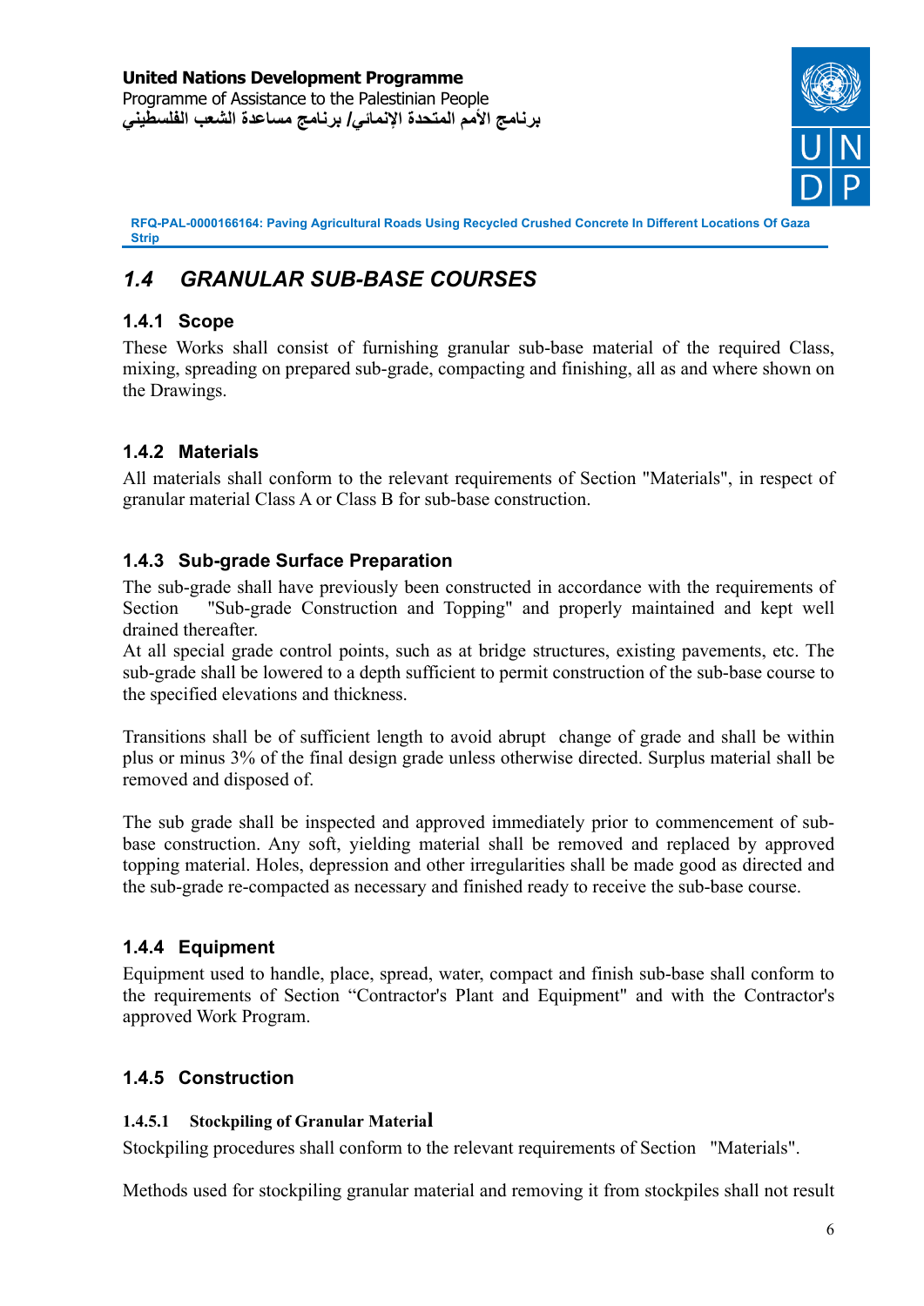## *1.4 GRANULAR SUB-BASE COURSES*

### 1.4.1 Scope

These Works shall consist of furnishing granular sub-base material of the required Class, mixing, spreading on prepared sub-grade, compacting and finishing, all as and where shown on the Drawings.

### 1.4.2 Materials

All materials shall conform to the relevant requirements of Section "Materials", in respect of granular material Class A or Class B for sub-base construction.

### 1.4.3 Sub-grade Surface Preparation

The sub-grade shall have previously been constructed in accordance with the requirements of Section "Sub-grade Construction and Topping" and properly maintained and kept well drained thereafter.

At all special grade control points, such as at bridge structures, existing pavements, etc. The sub-grade shall be lowered to a depth sufficient to permit construction of the sub-base course to the specified elevations and thickness.

Transitions shall be of sufficient length to avoid abrupt change of grade and shall be within plus or minus 3% of the final design grade unless otherwise directed. Surplus material shall be removed and disposed of.

The sub grade shall be inspected and approved immediately prior to commencement of sub-base construction. Any soft, yielding material shall be removed and replaced by approved topping material. Holes, depression and other irregularities shall be made good as directed and the sub-grade re-compacted as necessary and finished ready to receive the sub-base course.

### 1.4.4 Equipment

Equipment used to handle, place, spread, water, compact and finish sub-base shall conform to the requirements of Section "Contractor's Plant and Equipment" and with the Contractor's approved Work Program.

### 1.4.5 Construction

#### 1.4.5.1 Stockpiling of Granular Material

Stockpiling procedures shall conform to the relevant requirements of Section "Materials".

Methods used for stockpiling granular material and removing it from stockpiles shall not result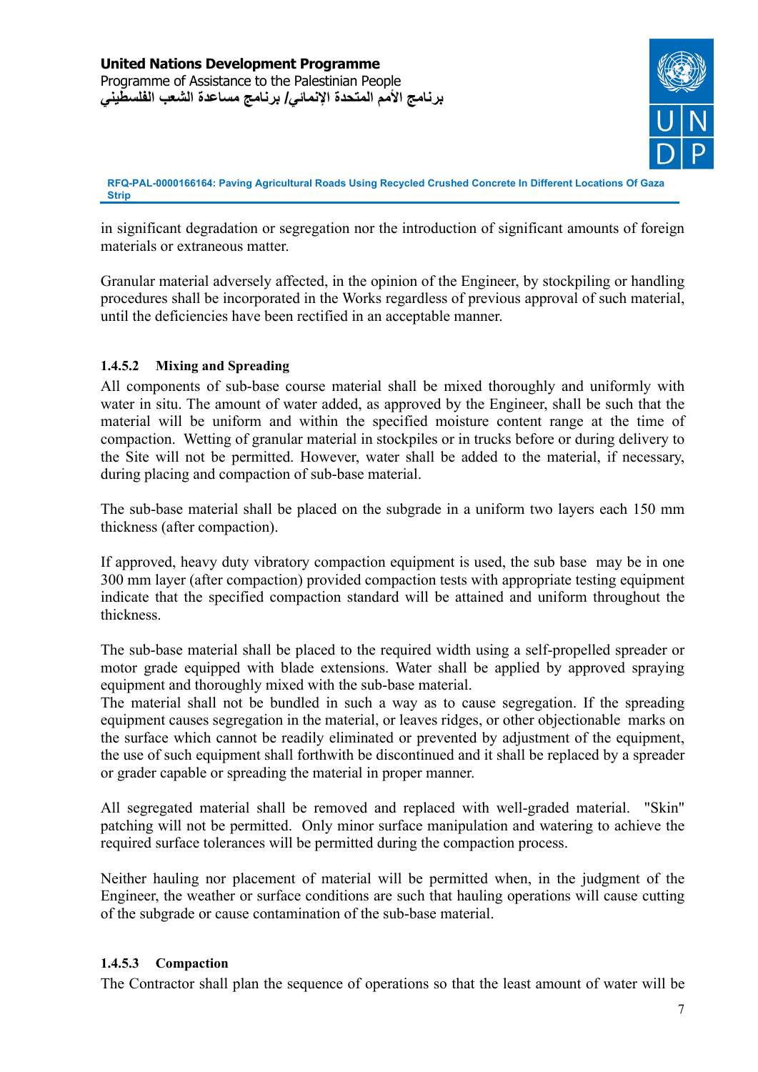in significant degradation or segregation nor the introduction of significant amounts of foreign materials or extraneous matter.

Granular material adversely affected, in the opinion of the Engineer, by stockpiling or handling procedures shall be incorporated in the Works regardless of previous approval of such material, until the deficiencies have been rectified in an acceptable manner.

#### 1.4.5.2 Mixing and Spreading

All components of sub-base course material shall be mixed thoroughly and uniformly with water in situ. The amount of water added, as approved by the Engineer, shall be such that the material will be uniform and within the specified moisture content range at the time of compaction. Wetting of granular material in stockpiles or in trucks before or during delivery to the Site will not be permitted. However, water shall be added to the material, if necessary, during placing and compaction of sub-base material.

The sub-base material shall be placed on the subgrade in a uniform two layers each 150 mm thickness (after compaction).

If approved, heavy duty vibratory compaction equipment is used, the sub base may be in one 300 mm layer (after compaction) provided compaction tests with appropriate testing equipment indicate that the specified compaction standard will be attained and uniform throughout the thickness.

The sub-base material shall be placed to the required width using a self-propelled spreader or motor grade equipped with blade extensions. Water shall be applied by approved spraying equipment and thoroughly mixed with the sub-base material.
The material shall not be bundled in such a way as to cause segregation. If the spreading equipment causes segregation in the material, or leaves ridges, or other objectionable marks on the surface which cannot be readily eliminated or prevented by adjustment of the equipment, the use of such equipment shall forthwith be discontinued and it shall be replaced by a spreader or grader capable or spreading the material in proper manner.

All segregated material shall be removed and replaced with well-graded material. "Skin" patching will not be permitted. Only minor surface manipulation and watering to achieve the required surface tolerances will be permitted during the compaction process.

Neither hauling nor placement of material will be permitted when, in the judgment of the Engineer, the weather or surface conditions are such that hauling operations will cause cutting of the subgrade or cause contamination of the sub-base material.

#### 1.4.5.3 Compaction

The Contractor shall plan the sequence of operations so that the least amount of water will be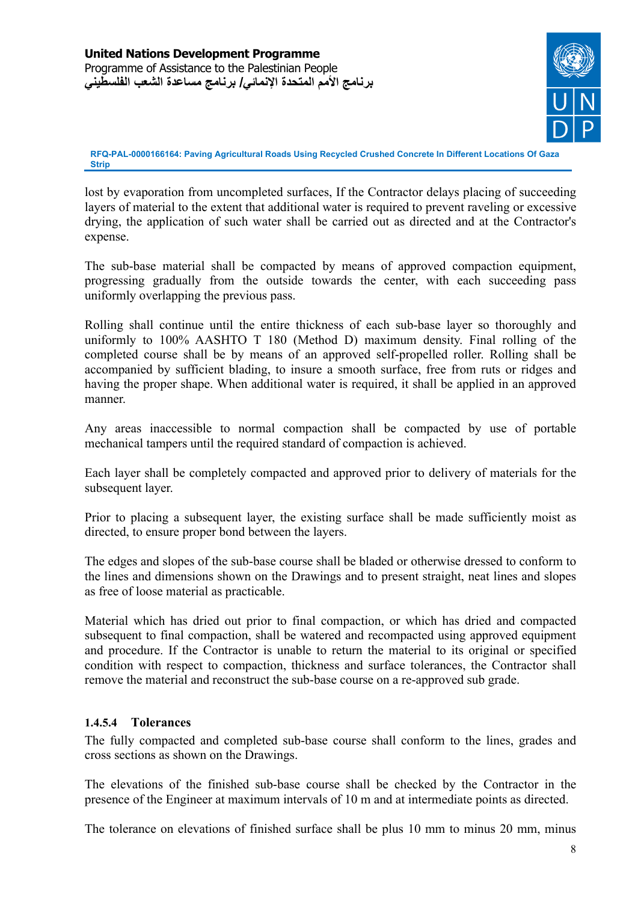lost by evaporation from uncompleted surfaces, If the Contractor delays placing of succeeding layers of material to the extent that additional water is required to prevent raveling or excessive drying, the application of such water shall be carried out as directed and at the Contractor's expense.

The sub-base material shall be compacted by means of approved compaction equipment, progressing gradually from the outside towards the center, with each succeeding pass uniformly overlapping the previous pass.

Rolling shall continue until the entire thickness of each sub-base layer so thoroughly and uniformly to 100% AASHTO T 180 (Method D) maximum density. Final rolling of the completed course shall be by means of an approved self-propelled roller. Rolling shall be accompanied by sufficient blading, to insure a smooth surface, free from ruts or ridges and having the proper shape. When additional water is required, it shall be applied in an approved manner.

Any areas inaccessible to normal compaction shall be compacted by use of portable mechanical tampers until the required standard of compaction is achieved.

Each layer shall be completely compacted and approved prior to delivery of materials for the subsequent layer.

Prior to placing a subsequent layer, the existing surface shall be made sufficiently moist as directed, to ensure proper bond between the layers.

The edges and slopes of the sub-base course shall be bladed or otherwise dressed to conform to the lines and dimensions shown on the Drawings and to present straight, neat lines and slopes as free of loose material as practicable.

Material which has dried out prior to final compaction, or which has dried and compacted subsequent to final compaction, shall be watered and recompacted using approved equipment and procedure. If the Contractor is unable to return the material to its original or specified condition with respect to compaction, thickness and surface tolerances, the Contractor shall remove the material and reconstruct the sub-base course on a re-approved sub grade.

#### 1.4.5.4 Tolerances

The fully compacted and completed sub-base course shall conform to the lines, grades and cross sections as shown on the Drawings.

The elevations of the finished sub-base course shall be checked by the Contractor in the presence of the Engineer at maximum intervals of 10 m and at intermediate points as directed.

The tolerance on elevations of finished surface shall be plus 10 mm to minus 20 mm, minus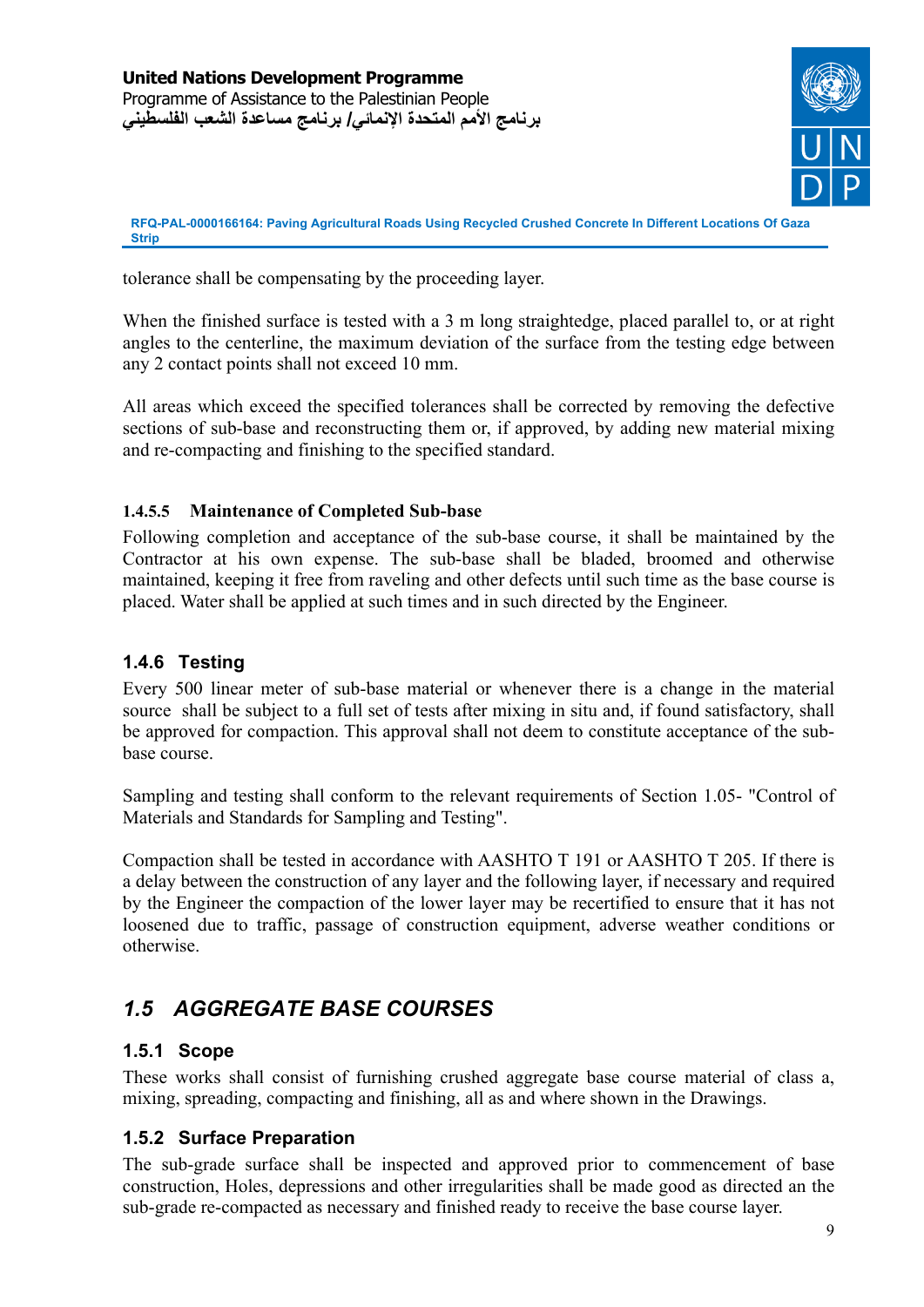tolerance shall be compensating by the proceeding layer.

When the finished surface is tested with a 3 m long straightedge, placed parallel to, or at right angles to the centerline, the maximum deviation of the surface from the testing edge between any 2 contact points shall not exceed 10 mm.

All areas which exceed the specified tolerances shall be corrected by removing the defective sections of sub-base and reconstructing them or, if approved, by adding new material mixing and re-compacting and finishing to the specified standard.

#### 1.4.5.5 Maintenance of Completed Sub-base

Following completion and acceptance of the sub-base course, it shall be maintained by the Contractor at his own expense. The sub-base shall be bladed, broomed and otherwise maintained, keeping it free from raveling and other defects until such time as the base course is placed. Water shall be applied at such times and in such directed by the Engineer.

### 1.4.6 Testing

Every 500 linear meter of sub-base material or whenever there is a change in the material source shall be subject to a full set of tests after mixing in situ and, if found satisfactory, shall be approved for compaction. This approval shall not deem to constitute acceptance of the sub-base course.

Sampling and testing shall conform to the relevant requirements of Section 1.05- "Control of Materials and Standards for Sampling and Testing".

Compaction shall be tested in accordance with AASHTO T 191 or AASHTO T 205. If there is a delay between the construction of any layer and the following layer, if necessary and required by the Engineer the compaction of the lower layer may be recertified to ensure that it has not loosened due to traffic, passage of construction equipment, adverse weather conditions or otherwise.

## *1.5 AGGREGATE BASE COURSES*

### 1.5.1 Scope

These works shall consist of furnishing crushed aggregate base course material of class a, mixing, spreading, compacting and finishing, all as and where shown in the Drawings.

### 1.5.2 Surface Preparation

The sub-grade surface shall be inspected and approved prior to commencement of base construction, Holes, depressions and other irregularities shall be made good as directed an the sub-grade re-compacted as necessary and finished ready to receive the base course layer.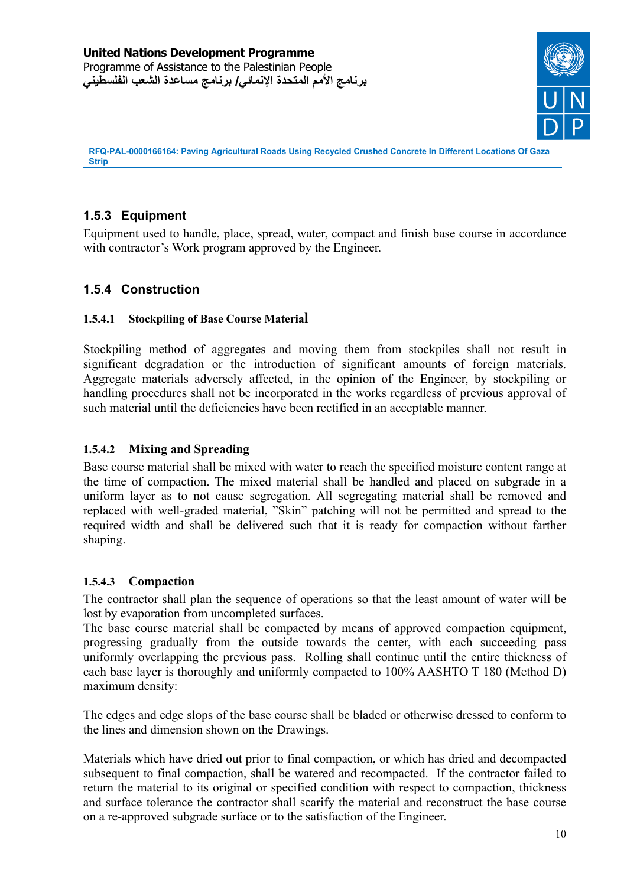### 1.5.3 Equipment

Equipment used to handle, place, spread, water, compact and finish base course in accordance with contractor's Work program approved by the Engineer.

### 1.5.4 Construction

#### 1.5.4.1 Stockpiling of Base Course Material

Stockpiling method of aggregates and moving them from stockpiles shall not result in significant degradation or the introduction of significant amounts of foreign materials. Aggregate materials adversely affected, in the opinion of the Engineer, by stockpiling or handling procedures shall not be incorporated in the works regardless of previous approval of such material until the deficiencies have been rectified in an acceptable manner.

#### 1.5.4.2 Mixing and Spreading

Base course material shall be mixed with water to reach the specified moisture content range at the time of compaction. The mixed material shall be handled and placed on subgrade in a uniform layer as to not cause segregation. All segregating material shall be removed and replaced with well-graded material, "Skin" patching will not be permitted and spread to the required width and shall be delivered such that it is ready for compaction without farther shaping.

#### 1.5.4.3 Compaction

The contractor shall plan the sequence of operations so that the least amount of water will be lost by evaporation from uncompleted surfaces.

The base course material shall be compacted by means of approved compaction equipment, progressing gradually from the outside towards the center, with each succeeding pass uniformly overlapping the previous pass. Rolling shall continue until the entire thickness of each base layer is thoroughly and uniformly compacted to 100% AASHTO T 180 (Method D) maximum density:

The edges and edge slops of the base course shall be bladed or otherwise dressed to conform to the lines and dimension shown on the Drawings.

Materials which have dried out prior to final compaction, or which has dried and decompacted subsequent to final compaction, shall be watered and recompacted. If the contractor failed to return the material to its original or specified condition with respect to compaction, thickness and surface tolerance the contractor shall scarify the material and reconstruct the base course on a re-approved subgrade surface or to the satisfaction of the Engineer.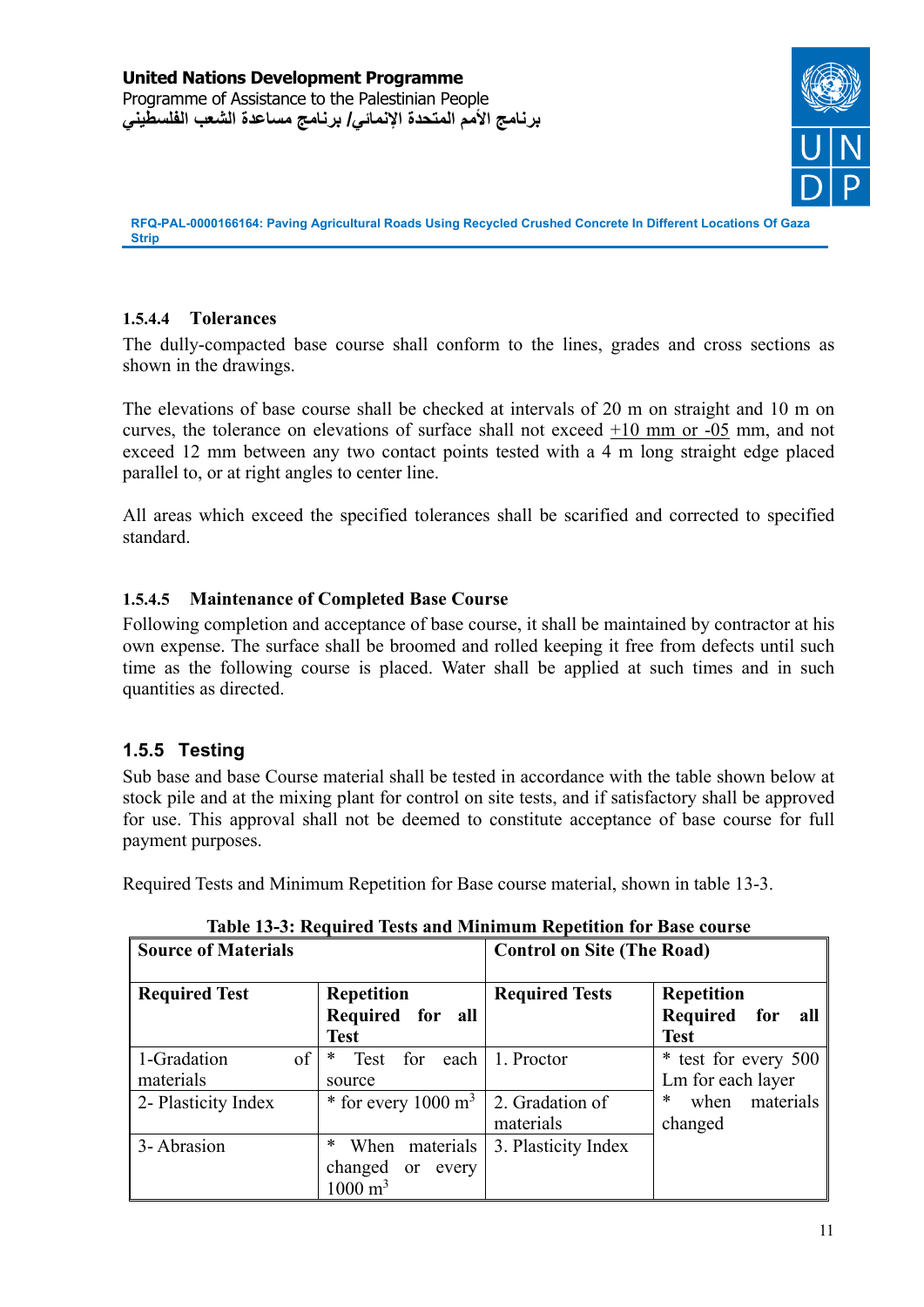### 1.5.4.4 Tolerances

The dully-compacted base course shall conform to the lines, grades and cross sections as shown in the drawings.

The elevations of base course shall be checked at intervals of 20 m on straight and 10 m on curves, the tolerance on elevations of surface shall not exceed +10 mm or -05 mm, and not exceed 12 mm between any two contact points tested with a 4 m long straight edge placed parallel to, or at right angles to center line.

All areas which exceed the specified tolerances shall be scarified and corrected to specified standard.

### 1.5.4.5 Maintenance of Completed Base Course

Following completion and acceptance of base course, it shall be maintained by contractor at his own expense. The surface shall be broomed and rolled keeping it free from defects until such time as the following course is placed. Water shall be applied at such times and in such quantities as directed.

## 1.5.5 Testing

Sub base and base Course material shall be tested in accordance with the table shown below at stock pile and at the mixing plant for control on site tests, and if satisfactory shall be approved for use. This approval shall not be deemed to constitute acceptance of base course for full payment purposes.

Required Tests and Minimum Repetition for Base course material, shown in table 13-3.

**Table 13-3: Required Tests and Minimum Repetition for Base course**

| **Source of Materials** | | **Control on Site (The Road)** | |
|---|---|---|---|
| **Required Test** | **Repetition Required for all Test** | **Required Tests** | **Repetition Required for all Test** |
| 1-Gradation of materials | * Test for each source | 1. Proctor | * test for every 500 Lm for each layer<br>* when materials changed |
| 2- Plasticity Index | * for every 1000 $m^3$ | 2. Gradation of materials | |
| 3- Abrasion | * When materials changed or every 1000 $m^3$ | 3. Plasticity Index | |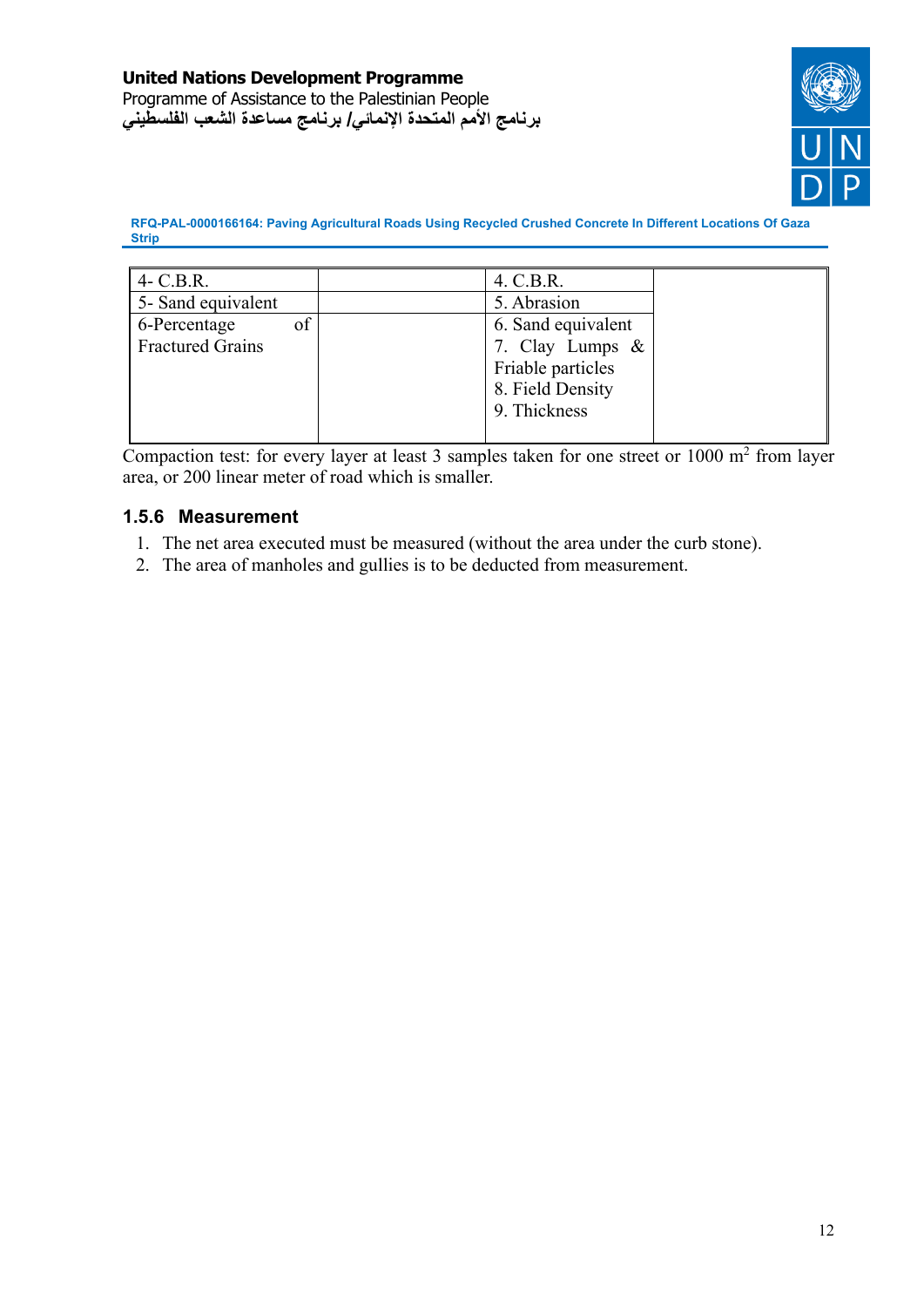| | | | |
|---|---|---|---|
| 4- C.B.R. | | 4. C.B.R. | |
| 5- Sand equivalent | | 5. Abrasion | |
| 6-Percentage of Fractured Grains | | 6. Sand equivalent<br>7. Clay Lumps & Friable particles<br>8. Field Density<br>9. Thickness | |

Compaction test: for every layer at least 3 samples taken for one street or 1000 $m^2$ from layer area, or 200 linear meter of road which is smaller.

### 1.5.6 Measurement

1. The net area executed must be measured (without the area under the curb stone).
2. The area of manholes and gullies is to be deducted from measurement.